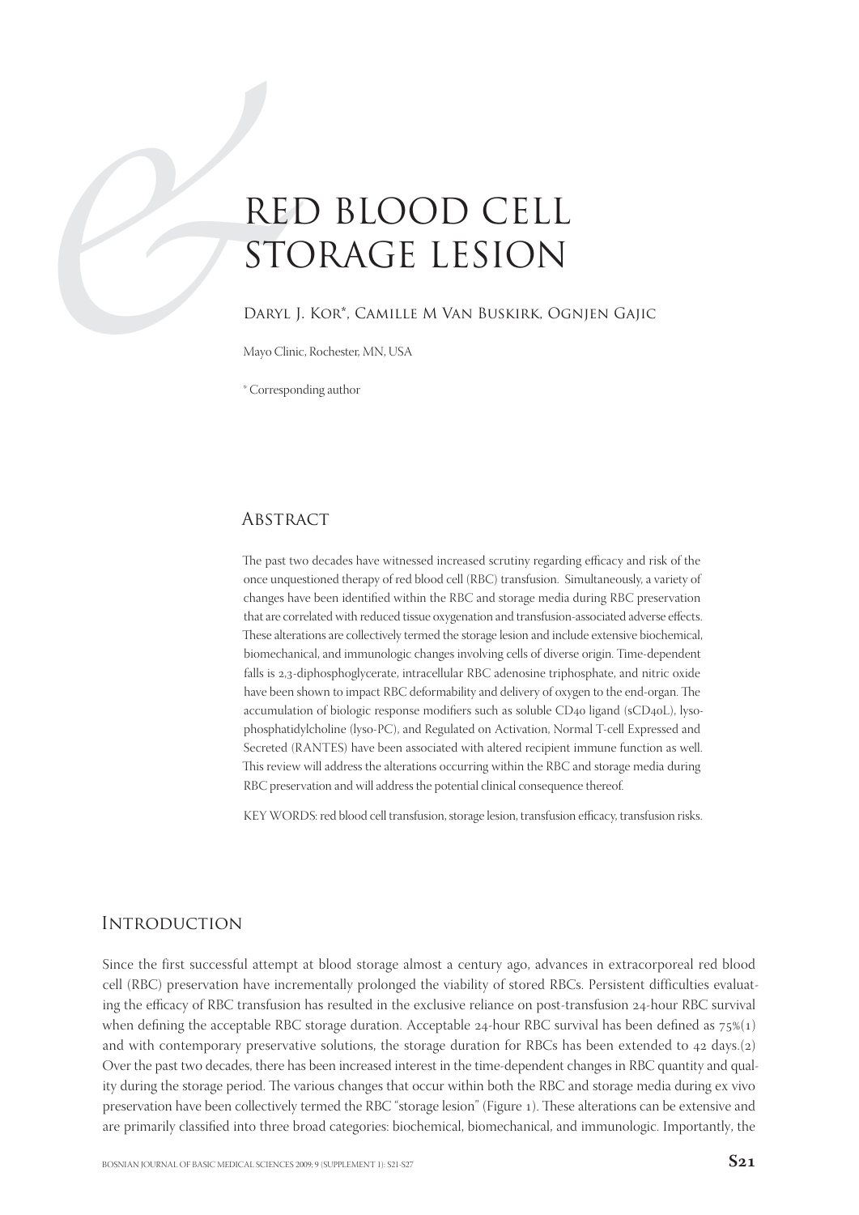# RED BLOOD CELL STORAGE LESION

Daryl J. Kor*, Camille M Van Buskirk, Ognjen Gajic

Mayo Clinic, Rochester, MN, USA

\* Corresponding author

## Abstract

The past two decades have witnessed increased scrutiny regarding efficacy and risk of the once unquestioned therapy of red blood cell (RBC) transfusion. Simultaneously, a variety of changes have been identified within the RBC and storage media during RBC preservation that are correlated with reduced tissue oxygenation and transfusion-associated adverse effects. These alterations are collectively termed the storage lesion and include extensive biochemical, biomechanical, and immunologic changes involving cells of diverse origin. Time-dependent falls is 2,3-diphosphoglycerate, intracellular RBC adenosine triphosphate, and nitric oxide have been shown to impact RBC deformability and delivery of oxygen to the end-organ. The accumulation of biologic response modifiers such as soluble CD40 ligand (sCD40L), lyso-phosphatidylcholine (lyso-PC), and Regulated on Activation, Normal T-cell Expressed and Secreted (RANTES) have been associated with altered recipient immune function as well. This review will address the alterations occurring within the RBC and storage media during RBC preservation and will address the potential clinical consequence thereof.

KEY WORDS: red blood cell transfusion, storage lesion, transfusion efficacy, transfusion risks.

## Introduction

Since the first successful attempt at blood storage almost a century ago, advances in extracorporeal red blood cell (RBC) preservation have incrementally prolonged the viability of stored RBCs. Persistent difficulties evaluating the efficacy of RBC transfusion has resulted in the exclusive reliance on post-transfusion 24-hour RBC survival when defining the acceptable RBC storage duration. Acceptable 24-hour RBC survival has been defined as 75%(1) and with contemporary preservative solutions, the storage duration for RBCs has been extended to 42 days.(2) Over the past two decades, there has been increased interest in the time-dependent changes in RBC quantity and quality during the storage period. The various changes that occur within both the RBC and storage media during ex vivo preservation have been collectively termed the RBC "storage lesion" (Figure 1). These alterations can be extensive and are primarily classified into three broad categories: biochemical, biomechanical, and immunologic. Importantly, the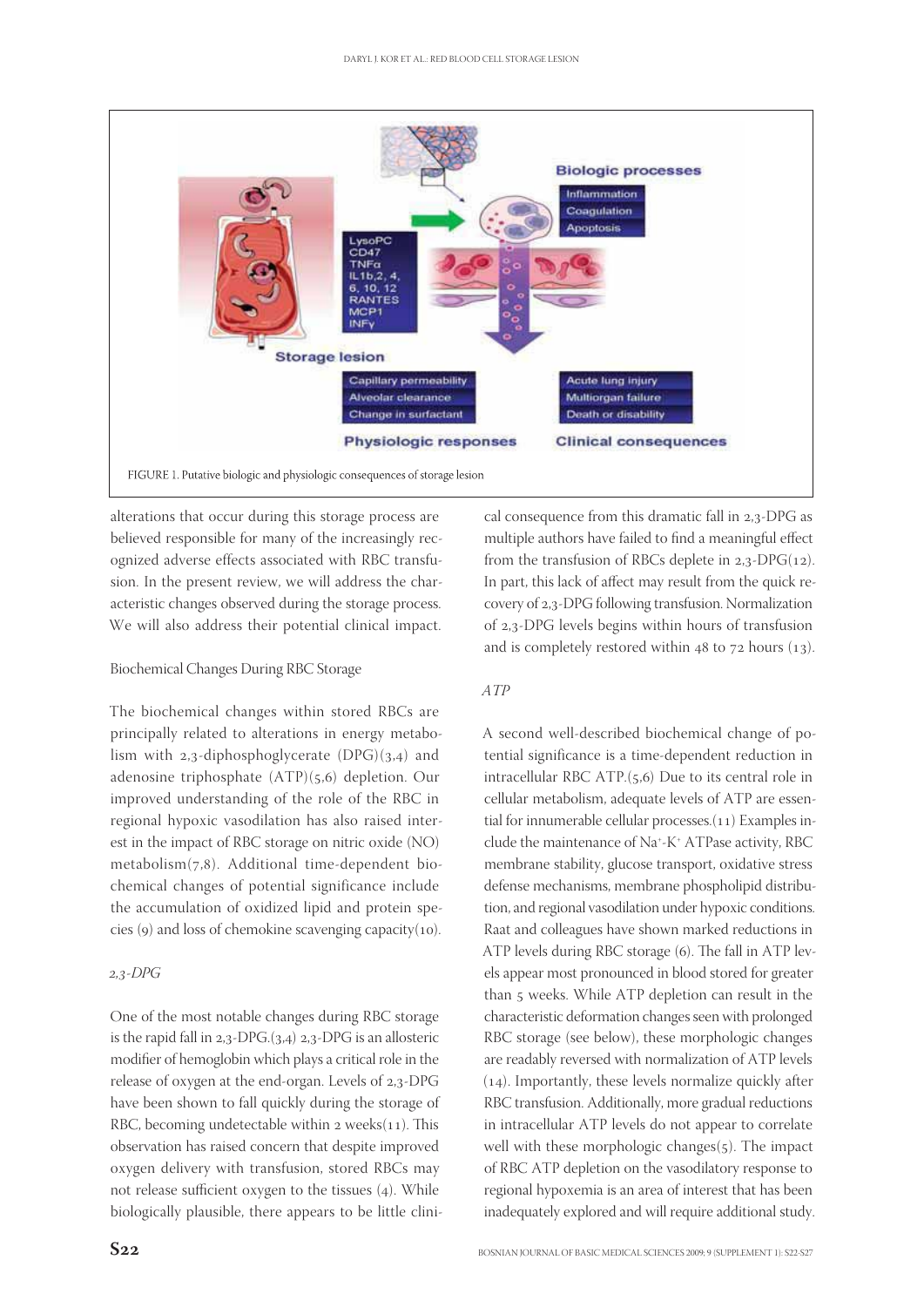FIGURE 1. Putative biologic and physiologic consequences of storage lesion

alterations that occur during this storage process are believed responsible for many of the increasingly recognized adverse effects associated with RBC transfusion. In the present review, we will address the characteristic changes observed during the storage process. We will also address their potential clinical impact.

## Biochemical Changes During RBC Storage

The biochemical changes within stored RBCs are principally related to alterations in energy metabolism with 2,3-diphosphoglycerate (DPG)(3,4) and adenosine triphosphate (ATP)(5,6) depletion. Our improved understanding of the role of the RBC in regional hypoxic vasodilation has also raised interest in the impact of RBC storage on nitric oxide (NO) metabolism(7,8). Additional time-dependent biochemical changes of potential significance include the accumulation of oxidized lipid and protein species (9) and loss of chemokine scavenging capacity(10).

### *2,3-DPG*

One of the most notable changes during RBC storage is the rapid fall in 2,3-DPG.(3,4) 2,3-DPG is an allosteric modifier of hemoglobin which plays a critical role in the release of oxygen at the end-organ. Levels of 2,3-DPG have been shown to fall quickly during the storage of RBC, becoming undetectable within 2 weeks(11). This observation has raised concern that despite improved oxygen delivery with transfusion, stored RBCs may not release sufficient oxygen to the tissues (4). While biologically plausible, there appears to be little clinical consequence from this dramatic fall in 2,3-DPG as multiple authors have failed to find a meaningful effect from the transfusion of RBCs deplete in 2,3-DPG(12). In part, this lack of affect may result from the quick recovery of 2,3-DPG following transfusion. Normalization of 2,3-DPG levels begins within hours of transfusion and is completely restored within 48 to 72 hours (13).

### *ATP*

A second well-described biochemical change of potential significance is a time-dependent reduction in intracellular RBC ATP.(5,6) Due to its central role in cellular metabolism, adequate levels of ATP are essential for innumerable cellular processes.(11) Examples include the maintenance of $Na^+$-$K^+$ ATPase activity, RBC membrane stability, glucose transport, oxidative stress defense mechanisms, membrane phospholipid distribution, and regional vasodilation under hypoxic conditions. Raat and colleagues have shown marked reductions in ATP levels during RBC storage (6). The fall in ATP levels appear most pronounced in blood stored for greater than 5 weeks. While ATP depletion can result in the characteristic deformation changes seen with prolonged RBC storage (see below), these morphologic changes are readably reversed with normalization of ATP levels (14). Importantly, these levels normalize quickly after RBC transfusion. Additionally, more gradual reductions in intracellular ATP levels do not appear to correlate well with these morphologic changes(5). The impact of RBC ATP depletion on the vasodilatory response to regional hypoxemia is an area of interest that has been inadequately explored and will require additional study.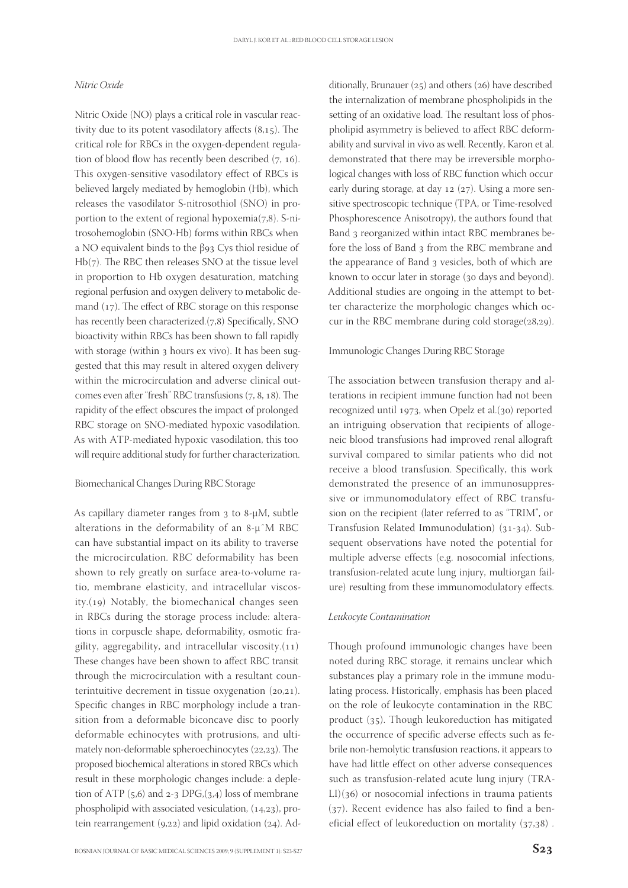*Nitric Oxide*

Nitric Oxide (NO) plays a critical role in vascular reactivity due to its potent vasodilatory affects (8,15). The critical role for RBCs in the oxygen-dependent regulation of blood flow has recently been described (7, 16). This oxygen-sensitive vasodilatory effect of RBCs is believed largely mediated by hemoglobin (Hb), which releases the vasodilator S-nitrosothiol (SNO) in proportion to the extent of regional hypoxemia(7,8). S-nitrosohemoglobin (SNO-Hb) forms within RBCs when a NO equivalent binds to the β93 Cys thiol residue of Hb(7). The RBC then releases SNO at the tissue level in proportion to Hb oxygen desaturation, matching regional perfusion and oxygen delivery to metabolic demand (17). The effect of RBC storage on this response has recently been characterized.(7,8) Specifically, SNO bioactivity within RBCs has been shown to fall rapidly with storage (within 3 hours ex vivo). It has been suggested that this may result in altered oxygen delivery within the microcirculation and adverse clinical outcomes even after "fresh" RBC transfusions (7, 8, 18). The rapidity of the effect obscures the impact of prolonged RBC storage on SNO-mediated hypoxic vasodilation. As with ATP-mediated hypoxic vasodilation, this too will require additional study for further characterization.

Biomechanical Changes During RBC Storage

As capillary diameter ranges from 3 to 8-μM, subtle alterations in the deformability of an 8-μ˝M RBC can have substantial impact on its ability to traverse the microcirculation. RBC deformability has been shown to rely greatly on surface area-to-volume ratio, membrane elasticity, and intracellular viscosity.(19) Notably, the biomechanical changes seen in RBCs during the storage process include: alterations in corpuscle shape, deformability, osmotic fragility, aggregability, and intracellular viscosity.(11) These changes have been shown to affect RBC transit through the microcirculation with a resultant counterintuitive decrement in tissue oxygenation (20,21). Specific changes in RBC morphology include a transition from a deformable biconcave disc to poorly deformable echinocytes with protrusions, and ultimately non-deformable spheroechinocytes (22,23). The proposed biochemical alterations in stored RBCs which result in these morphologic changes include: a depletion of ATP (5,6) and 2-3 DPG,(3,4) loss of membrane phospholipid with associated vesiculation, (14,23), protein rearrangement (9,22) and lipid oxidation (24). Additionally, Brunauer (25) and others (26) have described the internalization of membrane phospholipids in the setting of an oxidative load. The resultant loss of phospholipid asymmetry is believed to affect RBC deformability and survival in vivo as well. Recently, Karon et al. demonstrated that there may be irreversible morphological changes with loss of RBC function which occur early during storage, at day 12 (27). Using a more sensitive spectroscopic technique (TPA, or Time-resolved Phosphorescence Anisotropy), the authors found that Band 3 reorganized within intact RBC membranes before the loss of Band 3 from the RBC membrane and the appearance of Band 3 vesicles, both of which are known to occur later in storage (30 days and beyond). Additional studies are ongoing in the attempt to better characterize the morphologic changes which occur in the RBC membrane during cold storage(28,29).

Immunologic Changes During RBC Storage

The association between transfusion therapy and alterations in recipient immune function had not been recognized until 1973, when Opelz et al.(30) reported an intriguing observation that recipients of allogeneic blood transfusions had improved renal allograft survival compared to similar patients who did not receive a blood transfusion. Specifically, this work demonstrated the presence of an immunosuppressive or immunomodulatory effect of RBC transfusion on the recipient (later referred to as "TRIM", or Transfusion Related Immunodulation) (31-34). Subsequent observations have noted the potential for multiple adverse effects (e.g. nosocomial infections, transfusion-related acute lung injury, multiorgan failure) resulting from these immunomodulatory effects.

*Leukocyte Contamination*

Though profound immunologic changes have been noted during RBC storage, it remains unclear which substances play a primary role in the immune modulating process. Historically, emphasis has been placed on the role of leukocyte contamination in the RBC product (35). Though leukoreduction has mitigated the occurrence of specific adverse effects such as febrile non-hemolytic transfusion reactions, it appears to have had little effect on other adverse consequences such as transfusion-related acute lung injury (TRALI)(36) or nosocomial infections in trauma patients (37). Recent evidence has also failed to find a beneficial effect of leukoreduction on mortality (37,38) .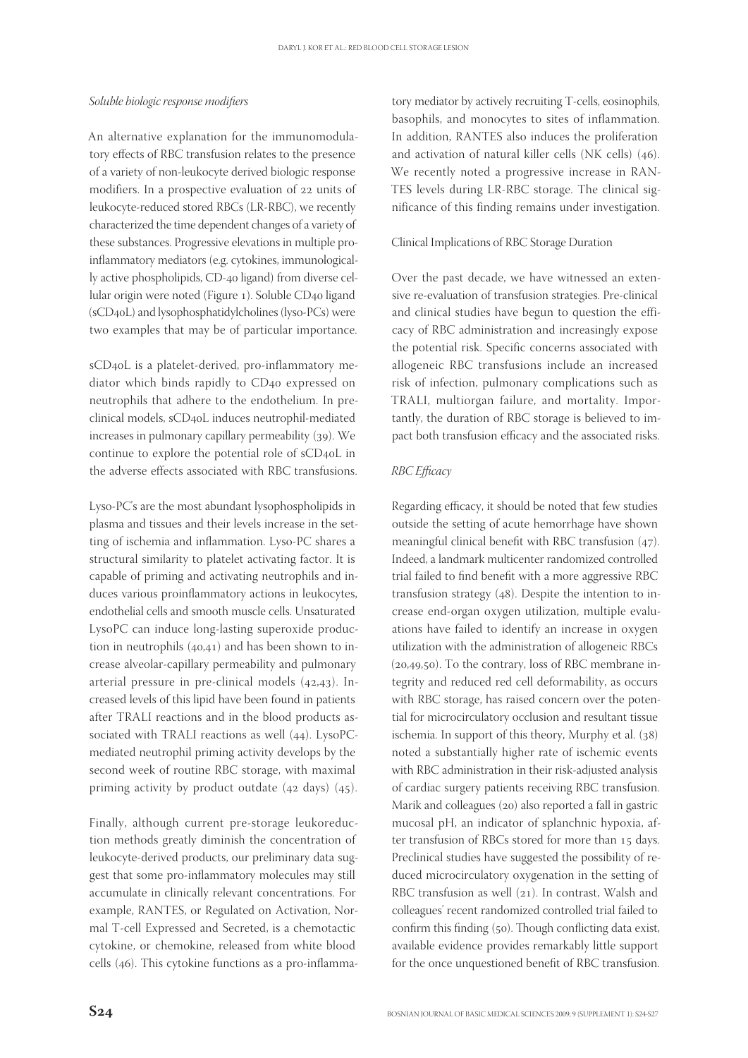*Soluble biologic response modifiers*

An alternative explanation for the immunomodulatory effects of RBC transfusion relates to the presence of a variety of non-leukocyte derived biologic response modifiers. In a prospective evaluation of 22 units of leukocyte-reduced stored RBCs (LR-RBC), we recently characterized the time dependent changes of a variety of these substances. Progressive elevations in multiple proinflammatory mediators (e.g. cytokines, immunologically active phospholipids, CD-40 ligand) from diverse cellular origin were noted (Figure 1). Soluble CD40 ligand (sCD40L) and lysophosphatidylcholines (lyso-PCs) were two examples that may be of particular importance.

sCD40L is a platelet-derived, pro-inflammatory mediator which binds rapidly to CD40 expressed on neutrophils that adhere to the endothelium. In preclinical models, sCD40L induces neutrophil-mediated increases in pulmonary capillary permeability (39). We continue to explore the potential role of sCD40L in the adverse effects associated with RBC transfusions.

Lyso-PC's are the most abundant lysophospholipids in plasma and tissues and their levels increase in the setting of ischemia and inflammation. Lyso-PC shares a structural similarity to platelet activating factor. It is capable of priming and activating neutrophils and induces various proinflammatory actions in leukocytes, endothelial cells and smooth muscle cells. Unsaturated LysoPC can induce long-lasting superoxide production in neutrophils (40,41) and has been shown to increase alveolar-capillary permeability and pulmonary arterial pressure in pre-clinical models (42,43). Increased levels of this lipid have been found in patients after TRALI reactions and in the blood products associated with TRALI reactions as well (44). LysoPC-mediated neutrophil priming activity develops by the second week of routine RBC storage, with maximal priming activity by product outdate (42 days) (45).

Finally, although current pre-storage leukoreduction methods greatly diminish the concentration of leukocyte-derived products, our preliminary data suggest that some pro-inflammatory molecules may still accumulate in clinically relevant concentrations. For example, RANTES, or Regulated on Activation, Normal T-cell Expressed and Secreted, is a chemotactic cytokine, or chemokine, released from white blood cells (46). This cytokine functions as a pro-inflammatory mediator by actively recruiting T-cells, eosinophils, basophils, and monocytes to sites of inflammation. In addition, RANTES also induces the proliferation and activation of natural killer cells (NK cells) (46). We recently noted a progressive increase in RANTES levels during LR-RBC storage. The clinical significance of this finding remains under investigation.

## Clinical Implications of RBC Storage Duration

Over the past decade, we have witnessed an extensive re-evaluation of transfusion strategies. Pre-clinical and clinical studies have begun to question the efficacy of RBC administration and increasingly expose the potential risk. Specific concerns associated with allogeneic RBC transfusions include an increased risk of infection, pulmonary complications such as TRALI, multiorgan failure, and mortality. Importantly, the duration of RBC storage is believed to impact both transfusion efficacy and the associated risks.

*RBC Efficacy*

Regarding efficacy, it should be noted that few studies outside the setting of acute hemorrhage have shown meaningful clinical benefit with RBC transfusion (47). Indeed, a landmark multicenter randomized controlled trial failed to find benefit with a more aggressive RBC transfusion strategy (48). Despite the intention to increase end-organ oxygen utilization, multiple evaluations have failed to identify an increase in oxygen utilization with the administration of allogeneic RBCs (20,49,50). To the contrary, loss of RBC membrane integrity and reduced red cell deformability, as occurs with RBC storage, has raised concern over the potential for microcirculatory occlusion and resultant tissue ischemia. In support of this theory, Murphy et al. (38) noted a substantially higher rate of ischemic events with RBC administration in their risk-adjusted analysis of cardiac surgery patients receiving RBC transfusion. Marik and colleagues (20) also reported a fall in gastric mucosal pH, an indicator of splanchnic hypoxia, after transfusion of RBCs stored for more than 15 days. Preclinical studies have suggested the possibility of reduced microcirculatory oxygenation in the setting of RBC transfusion as well (21). In contrast, Walsh and colleagues' recent randomized controlled trial failed to confirm this finding (50). Though conflicting data exist, available evidence provides remarkably little support for the once unquestioned benefit of RBC transfusion.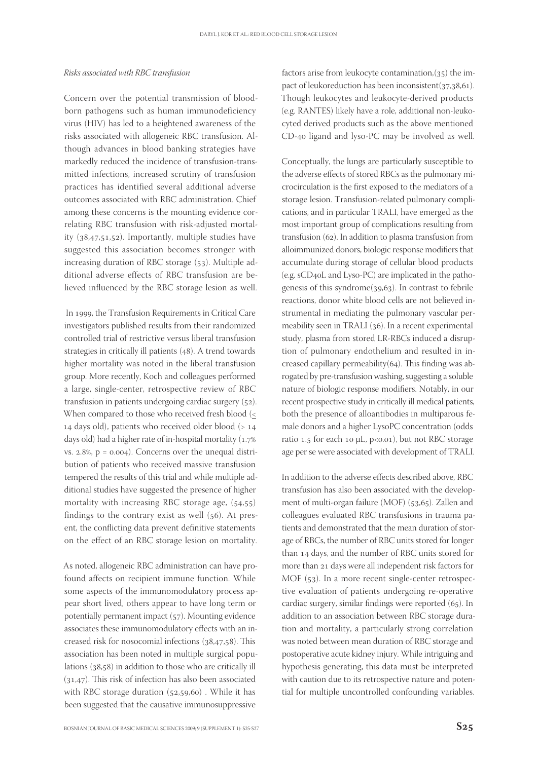*Risks associated with RBC transfusion*

Concern over the potential transmission of blood-born pathogens such as human immunodeficiency virus (HIV) has led to a heightened awareness of the risks associated with allogeneic RBC transfusion. Although advances in blood banking strategies have markedly reduced the incidence of transfusion-transmitted infections, increased scrutiny of transfusion practices has identified several additional adverse outcomes associated with RBC administration. Chief among these concerns is the mounting evidence correlating RBC transfusion with risk-adjusted mortality (38,47,51,52). Importantly, multiple studies have suggested this association becomes stronger with increasing duration of RBC storage (53). Multiple additional adverse effects of RBC transfusion are believed influenced by the RBC storage lesion as well.

In 1999, the Transfusion Requirements in Critical Care investigators published results from their randomized controlled trial of restrictive versus liberal transfusion strategies in critically ill patients (48). A trend towards higher mortality was noted in the liberal transfusion group. More recently, Koch and colleagues performed a large, single-center, retrospective review of RBC transfusion in patients undergoing cardiac surgery (52). When compared to those who received fresh blood ($\leq$ 14 days old), patients who received older blood (> 14 days old) had a higher rate of in-hospital mortality (1.7% vs. 2.8%, $p = 0.004$). Concerns over the unequal distribution of patients who received massive transfusion tempered the results of this trial and while multiple additional studies have suggested the presence of higher mortality with increasing RBC storage age, (54,55) findings to the contrary exist as well (56). At present, the conflicting data prevent definitive statements on the effect of an RBC storage lesion on mortality.

As noted, allogeneic RBC administration can have profound affects on recipient immune function. While some aspects of the immunomodulatory process appear short lived, others appear to have long term or potentially permanent impact (57). Mounting evidence associates these immunomodulatory effects with an increased risk for nosocomial infections (38,47,58). This association has been noted in multiple surgical populations (38,58) in addition to those who are critically ill (31,47). This risk of infection has also been associated with RBC storage duration (52,59,60) . While it has been suggested that the causative immunosuppressive factors arise from leukocyte contamination,(35) the impact of leukoreduction has been inconsistent(37,38,61). Though leukocytes and leukocyte-derived products (e.g. RANTES) likely have a role, additional non-leukocyted derived products such as the above mentioned CD-40 ligand and lyso-PC may be involved as well.

Conceptually, the lungs are particularly susceptible to the adverse effects of stored RBCs as the pulmonary microcirculation is the first exposed to the mediators of a storage lesion. Transfusion-related pulmonary complications, and in particular TRALI, have emerged as the most important group of complications resulting from transfusion (62). In addition to plasma transfusion from alloimmunized donors, biologic response modifiers that accumulate during storage of cellular blood products (e.g. sCD40L and Lyso-PC) are implicated in the pathogenesis of this syndrome(39,63). In contrast to febrile reactions, donor white blood cells are not believed instrumental in mediating the pulmonary vascular permeability seen in TRALI (36). In a recent experimental study, plasma from stored LR-RBCs induced a disruption of pulmonary endothelium and resulted in increased capillary permeability(64). This finding was abrogated by pre-transfusion washing, suggesting a soluble nature of biologic response modifiers. Notably, in our recent prospective study in critically ill medical patients, both the presence of alloantibodies in multiparous female donors and a higher LysoPC concentration (odds ratio 1.5 for each 10 μL, $p<0.01$), but not RBC storage age per se were associated with development of TRALI.

In addition to the adverse effects described above, RBC transfusion has also been associated with the development of multi-organ failure (MOF) (53,65). Zallen and colleagues evaluated RBC transfusions in trauma patients and demonstrated that the mean duration of storage of RBCs, the number of RBC units stored for longer than 14 days, and the number of RBC units stored for more than 21 days were all independent risk factors for MOF (53). In a more recent single-center retrospective evaluation of patients undergoing re-operative cardiac surgery, similar findings were reported (65). In addition to an association between RBC storage duration and mortality, a particularly strong correlation was noted between mean duration of RBC storage and postoperative acute kidney injury. While intriguing and hypothesis generating, this data must be interpreted with caution due to its retrospective nature and potential for multiple uncontrolled confounding variables.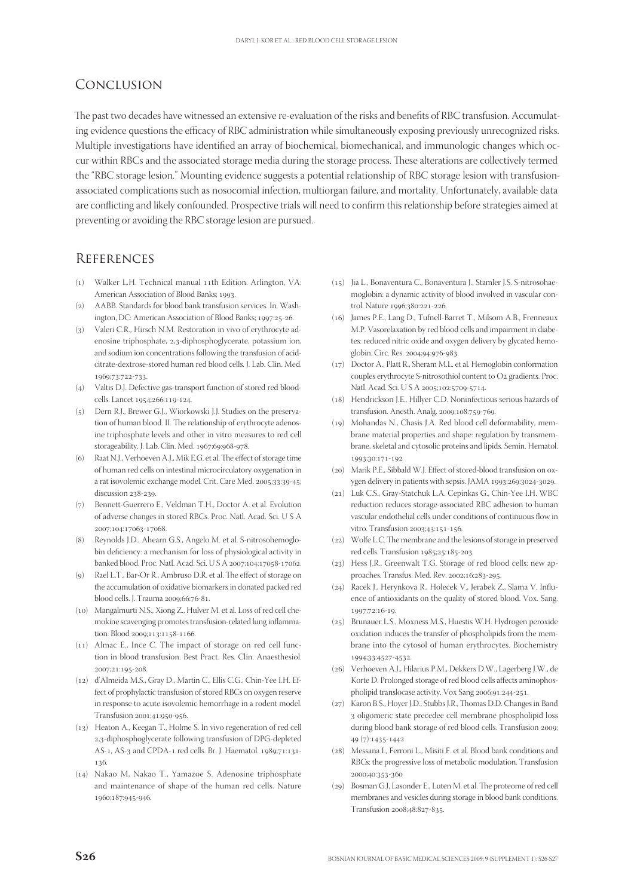## Conclusion

The past two decades have witnessed an extensive re-evaluation of the risks and benefits of RBC transfusion. Accumulating evidence questions the efficacy of RBC administration while simultaneously exposing previously unrecognized risks. Multiple investigations have identified an array of biochemical, biomechanical, and immunologic changes which occur within RBCs and the associated storage media during the storage process. These alterations are collectively termed the "RBC storage lesion." Mounting evidence suggests a potential relationship of RBC storage lesion with transfusion-associated complications such as nosocomial infection, multiorgan failure, and mortality. Unfortunately, available data are conflicting and likely confounded. Prospective trials will need to confirm this relationship before strategies aimed at preventing or avoiding the RBC storage lesion are pursued.

## References

(1) Walker L.H. Technical manual 11th Edition. Arlington, VA: American Association of Blood Banks; 1993.

(2) AABB. Standards for blood bank transfusion services. In. Washington, DC: American Association of Blood Banks; 1997:25-26.

(3) Valeri C.R., Hirsch N.M. Restoration in vivo of erythrocyte adenosine triphosphate, 2,3-diphosphoglycerate, potassium ion, and sodium ion concentrations following the transfusion of acid-citrate-dextrose-stored human red blood cells. J. Lab. Clin. Med. 1969;73:722-733.

(4) Valtis D.J. Defective gas-transport function of stored red blood-cells. Lancet 1954;266:119-124.

(5) Dern R.J., Brewer G.J., Wiorkowski J.J. Studies on the preservation of human blood. II. The relationship of erythrocyte adenosine triphosphate levels and other in vitro measures to red cell storageability. J. Lab. Clin. Med. 1967;69:968-978.

(6) Raat N.J., Verhoeven A.J., Mik E.G. et al. The effect of storage time of human red cells on intestinal microcirculatory oxygenation in a rat isovolemic exchange model. Crit. Care Med. 2005;33:39-45; discussion 238-239.

(7) Bennett-Guerrero E., Veldman T.H., Doctor A. et al. Evolution of adverse changes in stored RBCs. Proc. Natl. Acad. Sci. U S A 2007;104:17063-17068.

(8) Reynolds J.D., Ahearn G.S., Angelo M. et al. S-nitrosohemoglobin deficiency: a mechanism for loss of physiological activity in banked blood. Proc. Natl. Acad. Sci. U S A 2007;104:17058-17062.

(9) Rael L.T., Bar-Or R., Ambruso D.R. et al. The effect of storage on the accumulation of oxidative biomarkers in donated packed red blood cells. J. Trauma 2009;66:76-81.

(10) Mangalmurti N.S., Xiong Z., Hulver M. et al. Loss of red cell chemokine scavenging promotes transfusion-related lung inflammation. Blood 2009;113:1158-1166.

(11) Almac E., Ince C. The impact of storage on red cell function in blood transfusion. Best Pract. Res. Clin. Anaesthesiol. 2007;21:195-208.

(12) d'Almeida M.S., Gray D., Martin C., Ellis C.G., Chin-Yee I.H. Effect of prophylactic transfusion of stored RBCs on oxygen reserve in response to acute isovolemic hemorrhage in a rodent model. Transfusion 2001;41:950-956.

(13) Heaton A., Keegan T., Holme S. In vivo regeneration of red cell 2,3-diphosphoglycerate following transfusion of DPG-depleted AS-1, AS-3 and CPDA-1 red cells. Br. J. Haematol. 1989;71:131-136.

(14) Nakao M, Nakao T., Yamazoe S. Adenosine triphosphate and maintenance of shape of the human red cells. Nature 1960;187:945-946.

(15) Jia L., Bonaventura C., Bonaventura J., Stamler J.S. S-nitrosohaemoglobin: a dynamic activity of blood involved in vascular control. Nature 1996;380:221-226.

(16) James P.E., Lang D., Tufnell-Barret T., Milsom A.B., Frenneaux M.P. Vasorelaxation by red blood cells and impairment in diabetes: reduced nitric oxide and oxygen delivery by glycated hemoglobin. Circ. Res. 2004;94:976-983.

(17) Doctor A., Platt R., Sheram M.L. et al. Hemoglobin conformation couples erythrocyte S-nitrosothiol content to O2 gradients. Proc. Natl. Acad. Sci. U S A 2005;102:5709-5714.

(18) Hendrickson J.E., Hillyer C.D. Noninfectious serious hazards of transfusion. Anesth. Analg. 2009;108:759-769.

(19) Mohandas N., Chasis J.A. Red blood cell deformability, membrane material properties and shape: regulation by transmembrane, skeletal and cytosolic proteins and lipids. Semin. Hematol. 1993;30:171-192

(20) Marik P.E., Sibbald W.J. Effect of stored-blood transfusion on oxygen delivery in patients with sepsis. JAMA 1993;269:3024-3029.

(21) Luk C.S., Gray-Statchuk L.A. Cepinkas G., Chin-Yee I.H. WBC reduction reduces storage-associated RBC adhesion to human vascular endothelial cells under conditions of continuous flow in vitro. Transfusion 2003;43:151-156.

(22) Wolfe L.C. The membrane and the lesions of storage in preserved red cells. Transfusion 1985;25:185-203.

(23) Hess J.R., Greenwalt T.G. Storage of red blood cells: new approaches. Transfus. Med. Rev. 2002;16:283-295.

(24) Racek J., Herynkova R., Holecek V., Jerabek Z., Slama V. Influence of antioxidants on the quality of stored blood. Vox. Sang. 1997;72:16-19.

(25) Brunauer L.S., Moxness M.S., Huestis W.H. Hydrogen peroxide oxidation induces the transfer of phospholipids from the membrane into the cytosol of human erythrocytes. Biochemistry 1994;33:4527-4532.

(26) Verhoeven A.J., Hilarius P.M., Dekkers D.W., Lagerberg J.W., de Korte D. Prolonged storage of red blood cells affects aminophospholipid translocase activity. Vox Sang 2006;91:244-251.

(27) Karon B.S., Hoyer J.D., Stubbs J.R., Thomas D.D. Changes in Band 3 oligomeric state precedee cell membrane phospholipid loss during blood bank storage of red blood cells. Transfusion 2009; 49 (7):1435-1442

(28) Messana I., Ferroni L., Misiti F. et al. Blood bank conditions and RBCs: the progressive loss of metabolic modulation. Transfusion 2000;40:353-360

(29) Bosman G.J, Lasonder E., Luten M. et al. The proteome of red cell membranes and vesicles during storage in blood bank conditions. Transfusion 2008;48:827-835.